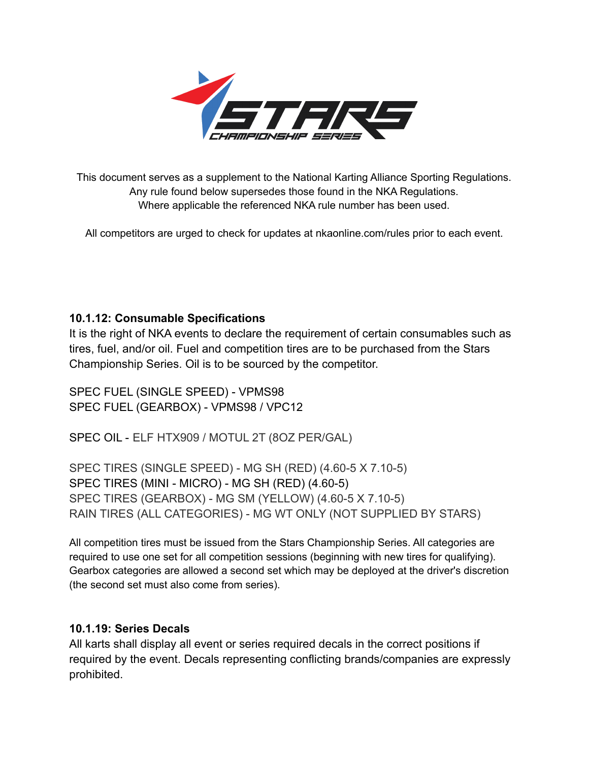This document serves as a supplement to the National Karting Alliance Sporting Regulations.
Any rule found below supersedes those found in the NKA Regulations.
Where applicable the referenced NKA rule number has been used.

All competitors are urged to check for updates at nkaonline.com/rules prior to each event.

### 10.1.12: Consumable Specifications

It is the right of NKA events to declare the requirement of certain consumables such as tires, fuel, and/or oil. Fuel and competition tires are to be purchased from the Stars Championship Series. Oil is to be sourced by the competitor.

SPEC FUEL (SINGLE SPEED) - VPMS98
SPEC FUEL (GEARBOX) - VPMS98 / VPC12

SPEC OIL - ELF HTX909 / MOTUL 2T (8OZ PER/GAL)

SPEC TIRES (SINGLE SPEED) - MG SH (RED) (4.60-5 X 7.10-5)
SPEC TIRES (MINI - MICRO) - MG SH (RED) (4.60-5)
SPEC TIRES (GEARBOX) - MG SM (YELLOW) (4.60-5 X 7.10-5)
RAIN TIRES (ALL CATEGORIES) - MG WT ONLY (NOT SUPPLIED BY STARS)

All competition tires must be issued from the Stars Championship Series. All categories are required to use one set for all competition sessions (beginning with new tires for qualifying). Gearbox categories are allowed a second set which may be deployed at the driver's discretion (the second set must also come from series).

### 10.1.19: Series Decals

All karts shall display all event or series required decals in the correct positions if required by the event. Decals representing conflicting brands/companies are expressly prohibited.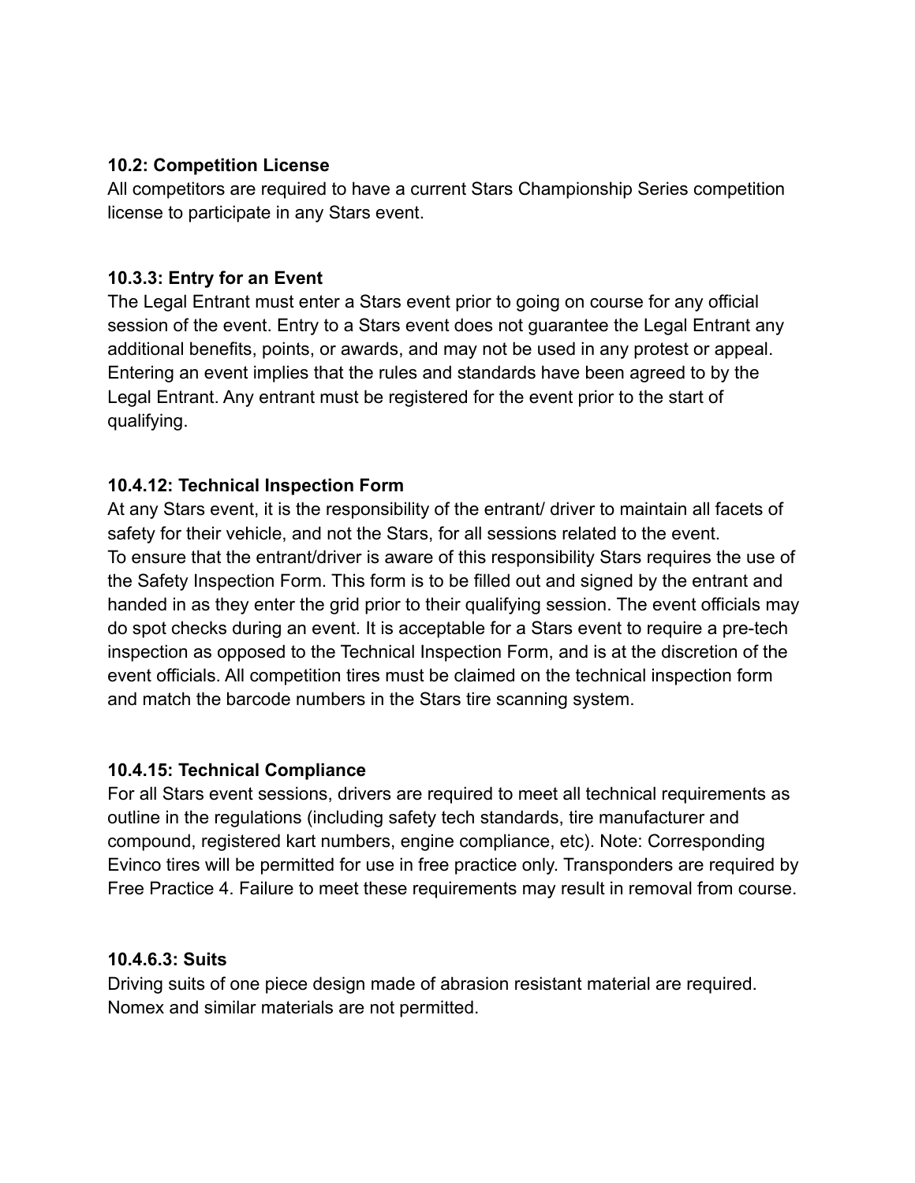**10.2: Competition License**

All competitors are required to have a current Stars Championship Series competition license to participate in any Stars event.

**10.3.3: Entry for an Event**

The Legal Entrant must enter a Stars event prior to going on course for any official session of the event. Entry to a Stars event does not guarantee the Legal Entrant any additional benefits, points, or awards, and may not be used in any protest or appeal. Entering an event implies that the rules and standards have been agreed to by the Legal Entrant. Any entrant must be registered for the event prior to the start of qualifying.

**10.4.12: Technical Inspection Form**

At any Stars event, it is the responsibility of the entrant/ driver to maintain all facets of safety for their vehicle, and not the Stars, for all sessions related to the event.
To ensure that the entrant/driver is aware of this responsibility Stars requires the use of the Safety Inspection Form. This form is to be filled out and signed by the entrant and handed in as they enter the grid prior to their qualifying session. The event officials may do spot checks during an event. It is acceptable for a Stars event to require a pre-tech inspection as opposed to the Technical Inspection Form, and is at the discretion of the event officials. All competition tires must be claimed on the technical inspection form and match the barcode numbers in the Stars tire scanning system.

**10.4.15: Technical Compliance**

For all Stars event sessions, drivers are required to meet all technical requirements as outline in the regulations (including safety tech standards, tire manufacturer and compound, registered kart numbers, engine compliance, etc). Note: Corresponding Evinco tires will be permitted for use in free practice only. Transponders are required by Free Practice 4. Failure to meet these requirements may result in removal from course.

**10.4.6.3: Suits**

Driving suits of one piece design made of abrasion resistant material are required. Nomex and similar materials are not permitted.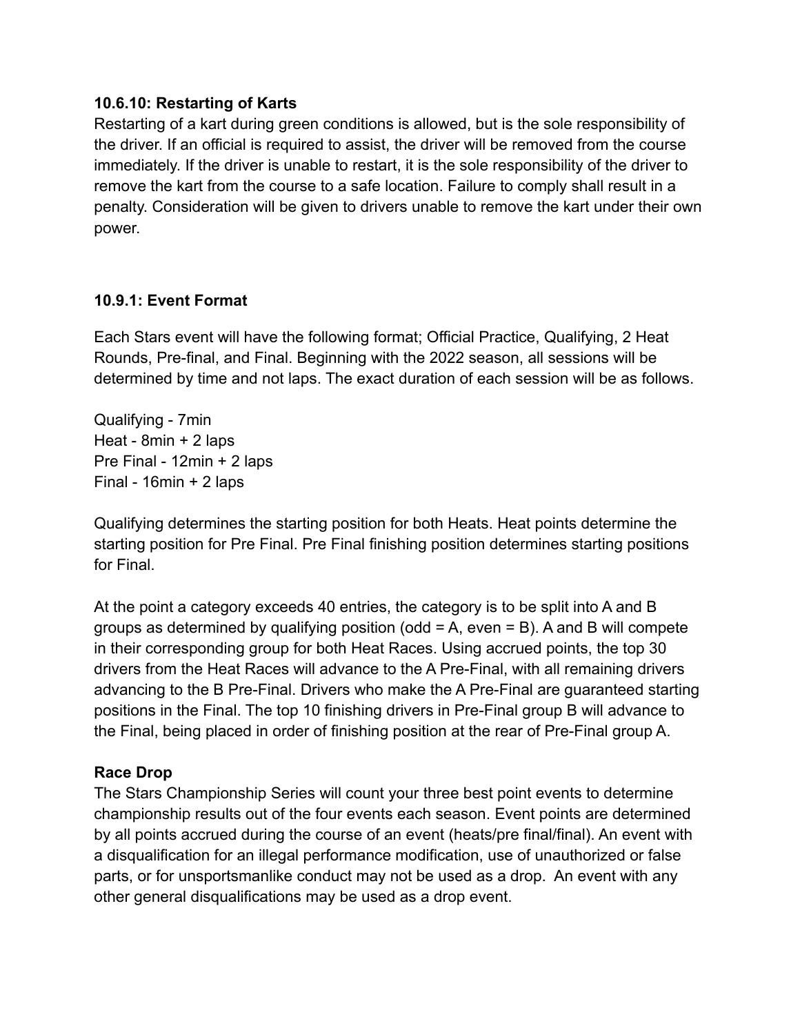**10.6.10: Restarting of Karts**

Restarting of a kart during green conditions is allowed, but is the sole responsibility of the driver. If an official is required to assist, the driver will be removed from the course immediately. If the driver is unable to restart, it is the sole responsibility of the driver to remove the kart from the course to a safe location. Failure to comply shall result in a penalty. Consideration will be given to drivers unable to remove the kart under their own power.

**10.9.1: Event Format**

Each Stars event will have the following format; Official Practice, Qualifying, 2 Heat Rounds, Pre-final, and Final. Beginning with the 2022 season, all sessions will be determined by time and not laps. The exact duration of each session will be as follows.

Qualifying - 7min
Heat - 8min + 2 laps
Pre Final - 12min + 2 laps
Final - 16min + 2 laps

Qualifying determines the starting position for both Heats. Heat points determine the starting position for Pre Final. Pre Final finishing position determines starting positions for Final.

At the point a category exceeds 40 entries, the category is to be split into A and B groups as determined by qualifying position (odd = A, even = B). A and B will compete in their corresponding group for both Heat Races. Using accrued points, the top 30 drivers from the Heat Races will advance to the A Pre-Final, with all remaining drivers advancing to the B Pre-Final. Drivers who make the A Pre-Final are guaranteed starting positions in the Final. The top 10 finishing drivers in Pre-Final group B will advance to the Final, being placed in order of finishing position at the rear of Pre-Final group A.

**Race Drop**

The Stars Championship Series will count your three best point events to determine championship results out of the four events each season. Event points are determined by all points accrued during the course of an event (heats/pre final/final). An event with a disqualification for an illegal performance modification, use of unauthorized or false parts, or for unsportsmanlike conduct may not be used as a drop. An event with any other general disqualifications may be used as a drop event.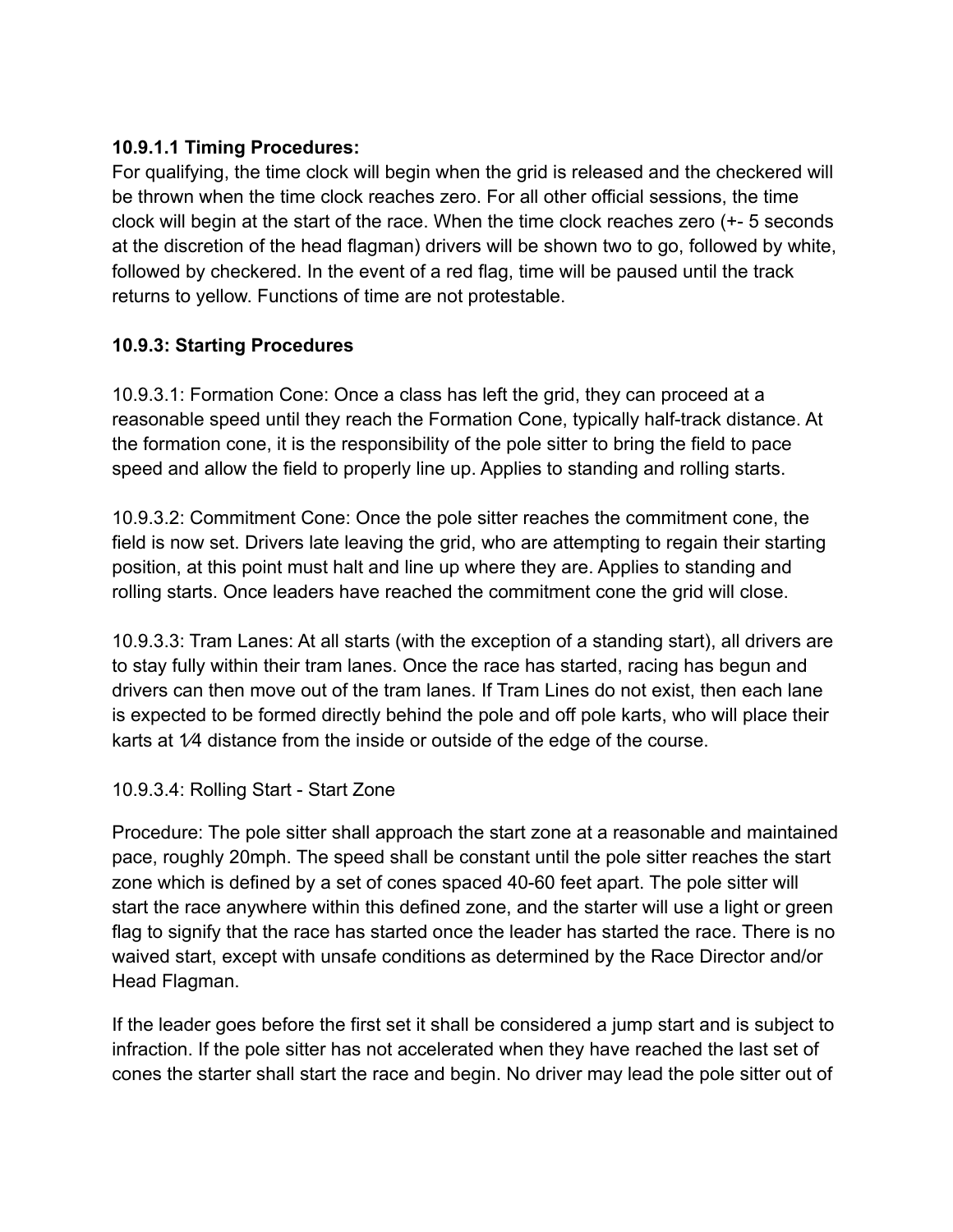**10.9.1.1 Timing Procedures:**

For qualifying, the time clock will begin when the grid is released and the checkered will be thrown when the time clock reaches zero. For all other official sessions, the time clock will begin at the start of the race. When the time clock reaches zero (+- 5 seconds at the discretion of the head flagman) drivers will be shown two to go, followed by white, followed by checkered. In the event of a red flag, time will be paused until the track returns to yellow. Functions of time are not protestable.

**10.9.3: Starting Procedures**

10.9.3.1: Formation Cone: Once a class has left the grid, they can proceed at a reasonable speed until they reach the Formation Cone, typically half-track distance. At the formation cone, it is the responsibility of the pole sitter to bring the field to pace speed and allow the field to properly line up. Applies to standing and rolling starts.

10.9.3.2: Commitment Cone: Once the pole sitter reaches the commitment cone, the field is now set. Drivers late leaving the grid, who are attempting to regain their starting position, at this point must halt and line up where they are. Applies to standing and rolling starts. Once leaders have reached the commitment cone the grid will close.

10.9.3.3: Tram Lanes: At all starts (with the exception of a standing start), all drivers are to stay fully within their tram lanes. Once the race has started, racing has begun and drivers can then move out of the tram lanes. If Tram Lines do not exist, then each lane is expected to be formed directly behind the pole and off pole karts, who will place their karts at 1⁄4 distance from the inside or outside of the edge of the course.

10.9.3.4: Rolling Start - Start Zone

Procedure: The pole sitter shall approach the start zone at a reasonable and maintained pace, roughly 20mph. The speed shall be constant until the pole sitter reaches the start zone which is defined by a set of cones spaced 40-60 feet apart. The pole sitter will start the race anywhere within this defined zone, and the starter will use a light or green flag to signify that the race has started once the leader has started the race. There is no waived start, except with unsafe conditions as determined by the Race Director and/or Head Flagman.

If the leader goes before the first set it shall be considered a jump start and is subject to infraction. If the pole sitter has not accelerated when they have reached the last set of cones the starter shall start the race and begin. No driver may lead the pole sitter out of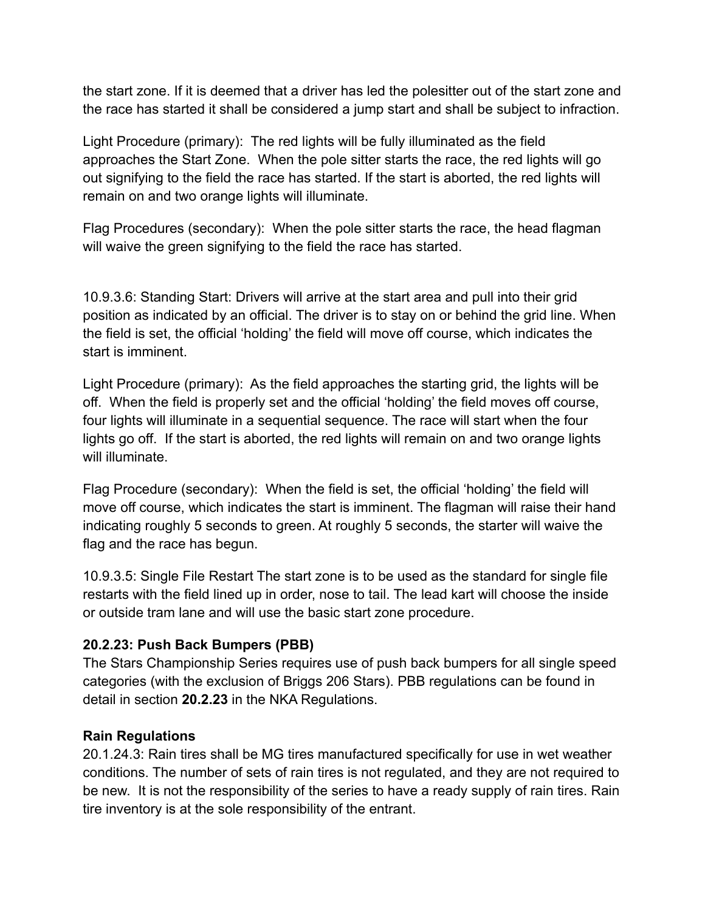the start zone. If it is deemed that a driver has led the polesitter out of the start zone and the race has started it shall be considered a jump start and shall be subject to infraction.

Light Procedure (primary): The red lights will be fully illuminated as the field approaches the Start Zone. When the pole sitter starts the race, the red lights will go out signifying to the field the race has started. If the start is aborted, the red lights will remain on and two orange lights will illuminate.

Flag Procedures (secondary): When the pole sitter starts the race, the head flagman will waive the green signifying to the field the race has started.

10.9.3.6: Standing Start: Drivers will arrive at the start area and pull into their grid position as indicated by an official. The driver is to stay on or behind the grid line. When the field is set, the official 'holding' the field will move off course, which indicates the start is imminent.

Light Procedure (primary): As the field approaches the starting grid, the lights will be off. When the field is properly set and the official 'holding' the field moves off course, four lights will illuminate in a sequential sequence. The race will start when the four lights go off. If the start is aborted, the red lights will remain on and two orange lights will illuminate.

Flag Procedure (secondary): When the field is set, the official 'holding' the field will move off course, which indicates the start is imminent. The flagman will raise their hand indicating roughly 5 seconds to green. At roughly 5 seconds, the starter will waive the flag and the race has begun.

10.9.3.5: Single File Restart The start zone is to be used as the standard for single file restarts with the field lined up in order, nose to tail. The lead kart will choose the inside or outside tram lane and will use the basic start zone procedure.

**20.2.23: Push Back Bumpers (PBB)**
The Stars Championship Series requires use of push back bumpers for all single speed categories (with the exclusion of Briggs 206 Stars). PBB regulations can be found in detail in section **20.2.23** in the NKA Regulations.

**Rain Regulations**
20.1.24.3: Rain tires shall be MG tires manufactured specifically for use in wet weather conditions. The number of sets of rain tires is not regulated, and they are not required to be new. It is not the responsibility of the series to have a ready supply of rain tires. Rain tire inventory is at the sole responsibility of the entrant.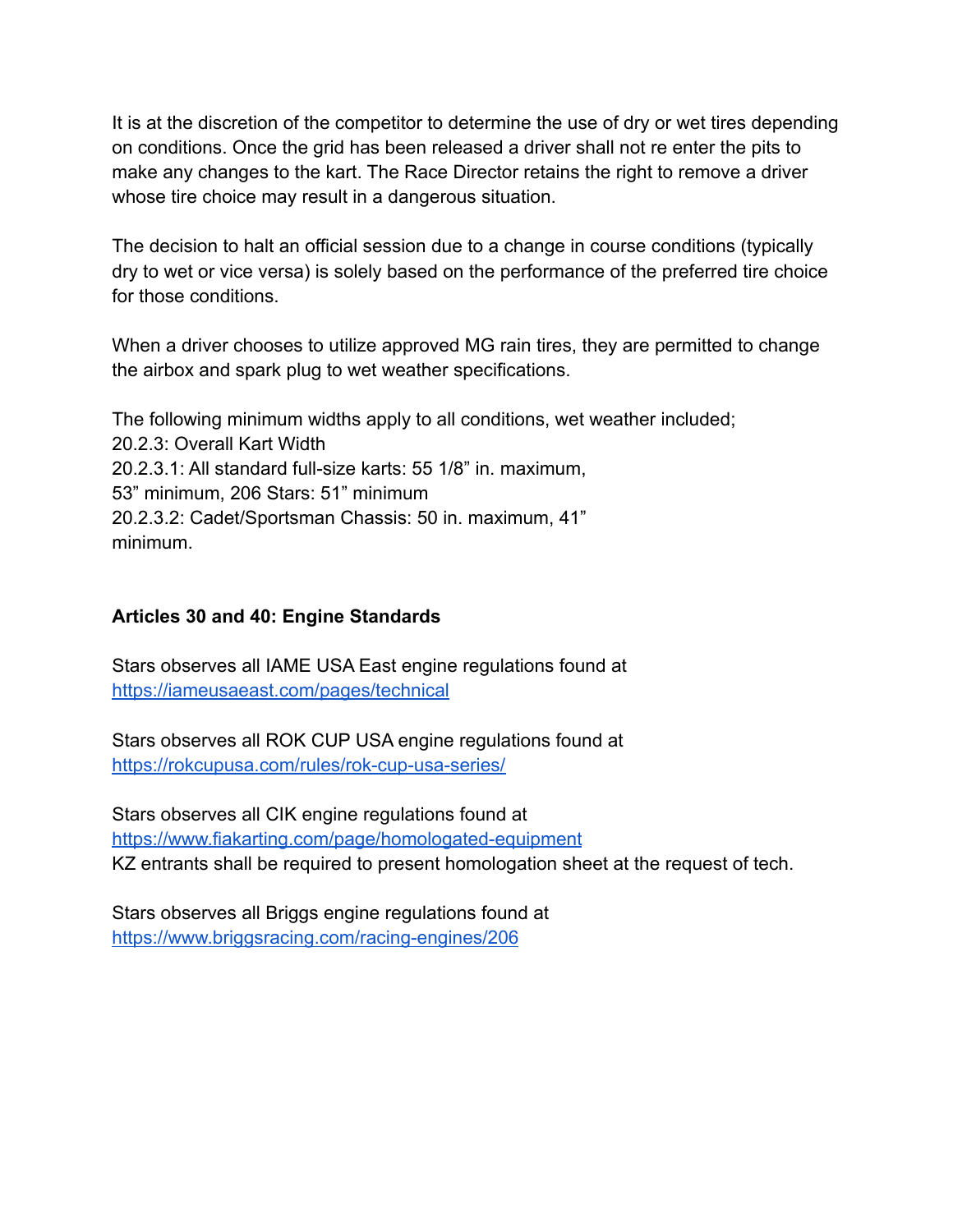It is at the discretion of the competitor to determine the use of dry or wet tires depending on conditions. Once the grid has been released a driver shall not re enter the pits to make any changes to the kart. The Race Director retains the right to remove a driver whose tire choice may result in a dangerous situation.

The decision to halt an official session due to a change in course conditions (typically dry to wet or vice versa) is solely based on the performance of the preferred tire choice for those conditions.

When a driver chooses to utilize approved MG rain tires, they are permitted to change the airbox and spark plug to wet weather specifications.

The following minimum widths apply to all conditions, wet weather included;
20.2.3: Overall Kart Width
20.2.3.1: All standard full-size karts: 55 1/8" in. maximum,
53" minimum, 206 Stars: 51" minimum
20.2.3.2: Cadet/Sportsman Chassis: 50 in. maximum, 41"
minimum.

**Articles 30 and 40: Engine Standards**

Stars observes all IAME USA East engine regulations found at
[https://iameusaeast.com/pages/technical](https://iameusaeast.com/pages/technical)

Stars observes all ROK CUP USA engine regulations found at
[https://rokcupusa.com/rules/rok-cup-usa-series/](https://rokcupusa.com/rules/rok-cup-usa-series/)

Stars observes all CIK engine regulations found at
[https://www.fiakarting.com/page/homologated-equipment](https://www.fiakarting.com/page/homologated-equipment)
KZ entrants shall be required to present homologation sheet at the request of tech.

Stars observes all Briggs engine regulations found at
[https://www.briggsracing.com/racing-engines/206](https://www.briggsracing.com/racing-engines/206)